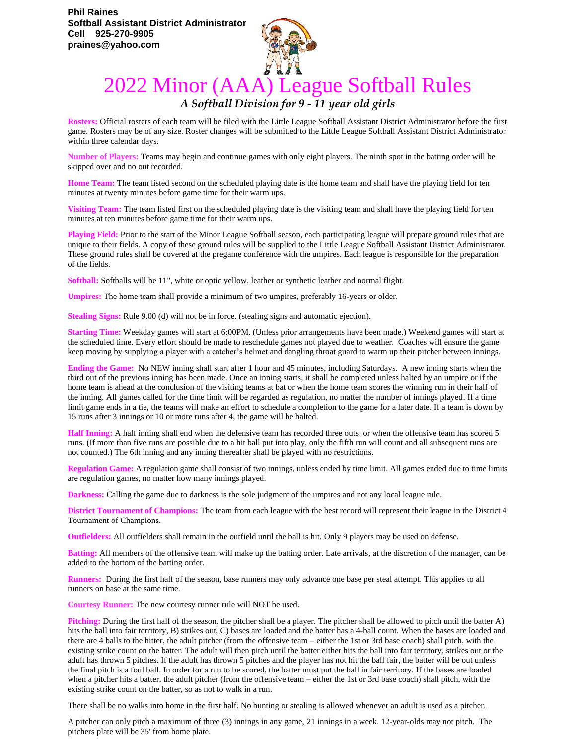**Phil Raines**
**Softball Assistant District Administrator**
**Cell 925-270-9905**
**praines@yahoo.com**

# 2022 Minor (AAA) League Softball Rules

### *A Softball Division for 9 - 11 year old girls*

**Rosters:** Official rosters of each team will be filed with the Little League Softball Assistant District Administrator before the first game. Rosters may be of any size. Roster changes will be submitted to the Little League Softball Assistant District Administrator within three calendar days.

**Number of Players:** Teams may begin and continue games with only eight players. The ninth spot in the batting order will be skipped over and no out recorded.

**Home Team:** The team listed second on the scheduled playing date is the home team and shall have the playing field for ten minutes at twenty minutes before game time for their warm ups.

**Visiting Team:** The team listed first on the scheduled playing date is the visiting team and shall have the playing field for ten minutes at ten minutes before game time for their warm ups.

**Playing Field:** Prior to the start of the Minor League Softball season, each participating league will prepare ground rules that are unique to their fields. A copy of these ground rules will be supplied to the Little League Softball Assistant District Administrator. These ground rules shall be covered at the pregame conference with the umpires. Each league is responsible for the preparation of the fields.

**Softball:** Softballs will be 11", white or optic yellow, leather or synthetic leather and normal flight.

**Umpires:** The home team shall provide a minimum of two umpires, preferably 16-years or older.

**Stealing Signs:** Rule 9.00 (d) will not be in force. (stealing signs and automatic ejection).

**Starting Time:** Weekday games will start at 6:00PM. (Unless prior arrangements have been made.) Weekend games will start at the scheduled time. Every effort should be made to reschedule games not played due to weather. Coaches will ensure the game keep moving by supplying a player with a catcher's helmet and dangling throat guard to warm up their pitcher between innings.

**Ending the Game:** No NEW inning shall start after 1 hour and 45 minutes, including Saturdays. A new inning starts when the third out of the previous inning has been made. Once an inning starts, it shall be completed unless halted by an umpire or if the home team is ahead at the conclusion of the visiting teams at bat or when the home team scores the winning run in their half of the inning. All games called for the time limit will be regarded as regulation, no matter the number of innings played. If a time limit game ends in a tie, the teams will make an effort to schedule a completion to the game for a later date. If a team is down by 15 runs after 3 innings or 10 or more runs after 4, the game will be halted.

**Half Inning:** A half inning shall end when the defensive team has recorded three outs, or when the offensive team has scored 5 runs. (If more than five runs are possible due to a hit ball put into play, only the fifth run will count and all subsequent runs are not counted.) The 6th inning and any inning thereafter shall be played with no restrictions.

**Regulation Game:** A regulation game shall consist of two innings, unless ended by time limit. All games ended due to time limits are regulation games, no matter how many innings played.

**Darkness:** Calling the game due to darkness is the sole judgment of the umpires and not any local league rule.

**District Tournament of Champions:** The team from each league with the best record will represent their league in the District 4 Tournament of Champions.

**Outfielders:** All outfielders shall remain in the outfield until the ball is hit. Only 9 players may be used on defense.

**Batting:** All members of the offensive team will make up the batting order. Late arrivals, at the discretion of the manager, can be added to the bottom of the batting order.

**Runners:** During the first half of the season, base runners may only advance one base per steal attempt. This applies to all runners on base at the same time.

**Courtesy Runner:** The new courtesy runner rule will NOT be used.

**Pitching:** During the first half of the season, the pitcher shall be a player. The pitcher shall be allowed to pitch until the batter A) hits the ball into fair territory, B) strikes out, C) bases are loaded and the batter has a 4-ball count. When the bases are loaded and there are 4 balls to the hitter, the adult pitcher (from the offensive team – either the 1st or 3rd base coach) shall pitch, with the existing strike count on the batter. The adult will then pitch until the batter either hits the ball into fair territory, strikes out or the adult has thrown 5 pitches. If the adult has thrown 5 pitches and the player has not hit the ball fair, the batter will be out unless the final pitch is a foul ball. In order for a run to be scored, the batter must put the ball in fair territory. If the bases are loaded when a pitcher hits a batter, the adult pitcher (from the offensive team – either the 1st or 3rd base coach) shall pitch, with the existing strike count on the batter, so as not to walk in a run.

There shall be no walks into home in the first half. No bunting or stealing is allowed whenever an adult is used as a pitcher.

A pitcher can only pitch a maximum of three (3) innings in any game, 21 innings in a week. 12-year-olds may not pitch. The pitchers plate will be 35' from home plate.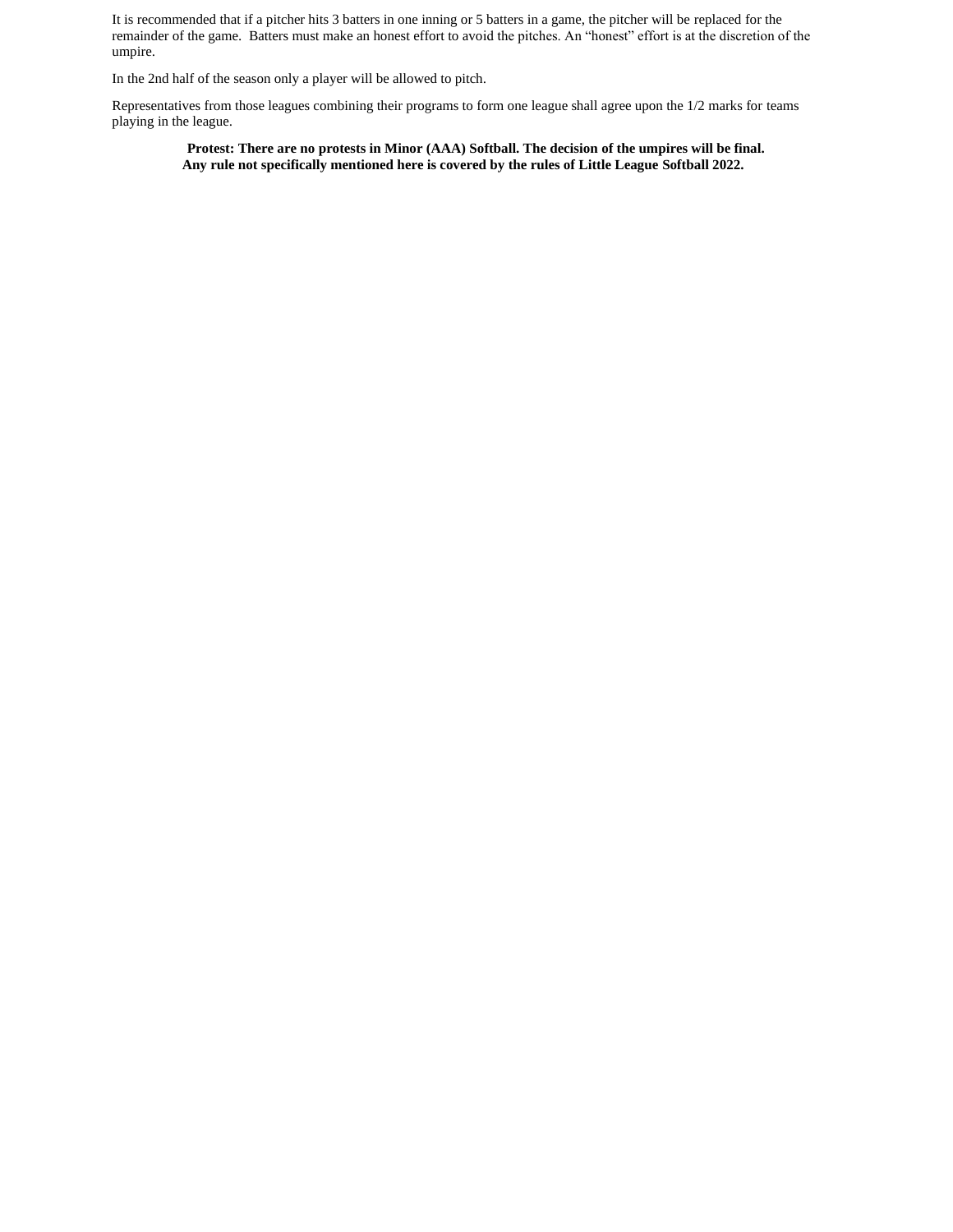It is recommended that if a pitcher hits 3 batters in one inning or 5 batters in a game, the pitcher will be replaced for the remainder of the game. Batters must make an honest effort to avoid the pitches. An "honest" effort is at the discretion of the umpire.

In the 2nd half of the season only a player will be allowed to pitch.

Representatives from those leagues combining their programs to form one league shall agree upon the 1/2 marks for teams playing in the league.

**Protest: There are no protests in Minor (AAA) Softball. The decision of the umpires will be final.**
**Any rule not specifically mentioned here is covered by the rules of Little League Softball 2022.**